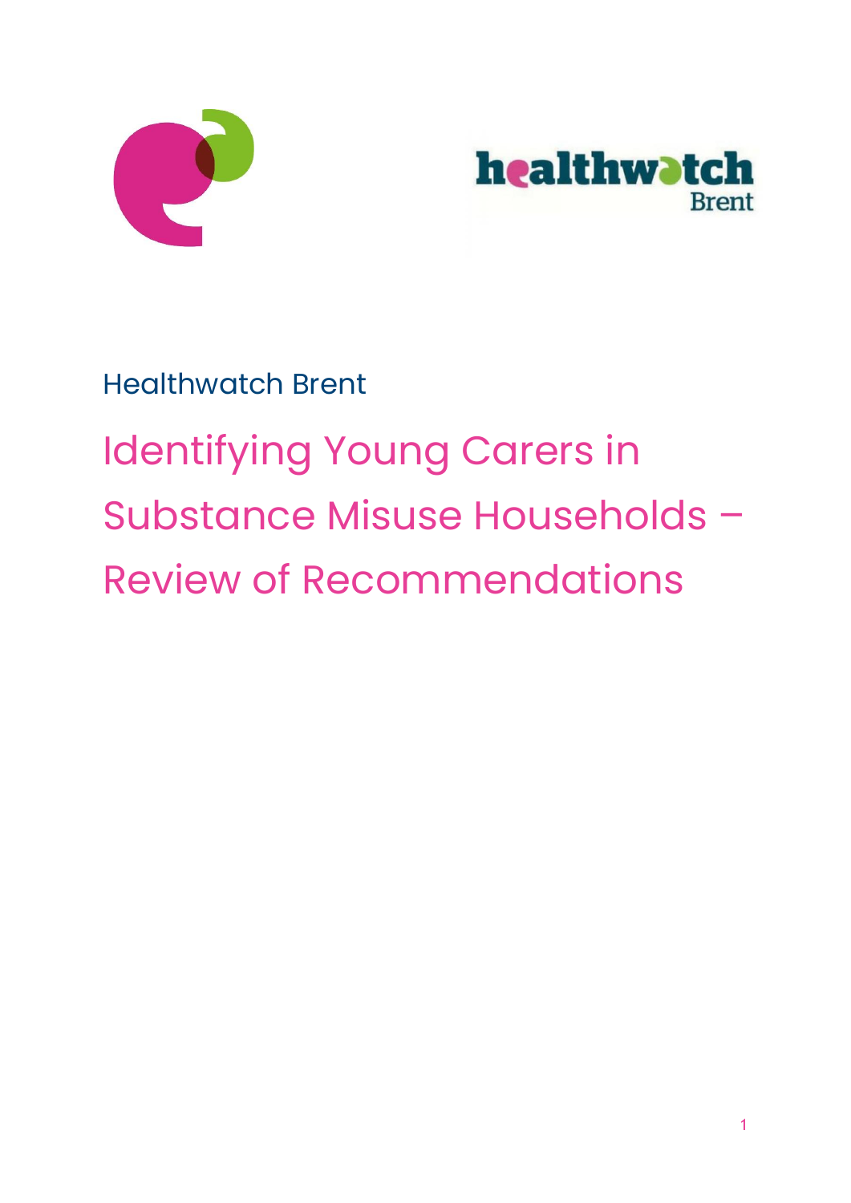Healthwatch Brent

# Identifying Young Carers in Substance Misuse Households – Review of Recommendations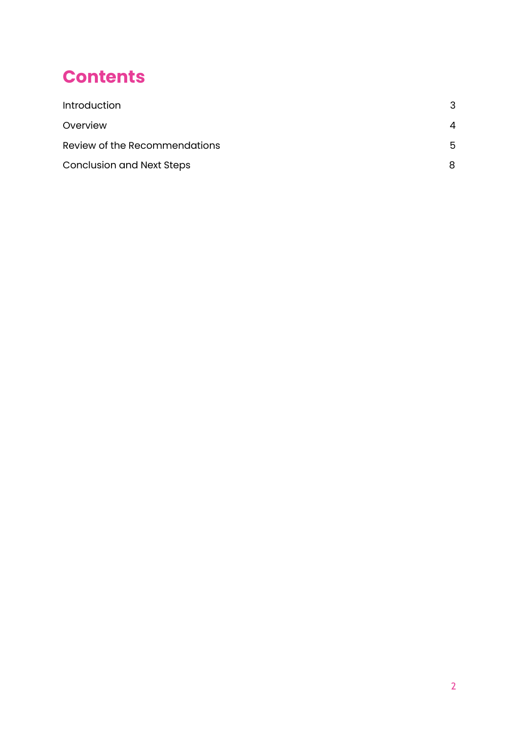# Contents

| | |
|---|---|
| Introduction | 3 |
| Overview | 4 |
| Review of the Recommendations | 5 |
| Conclusion and Next Steps | 8 |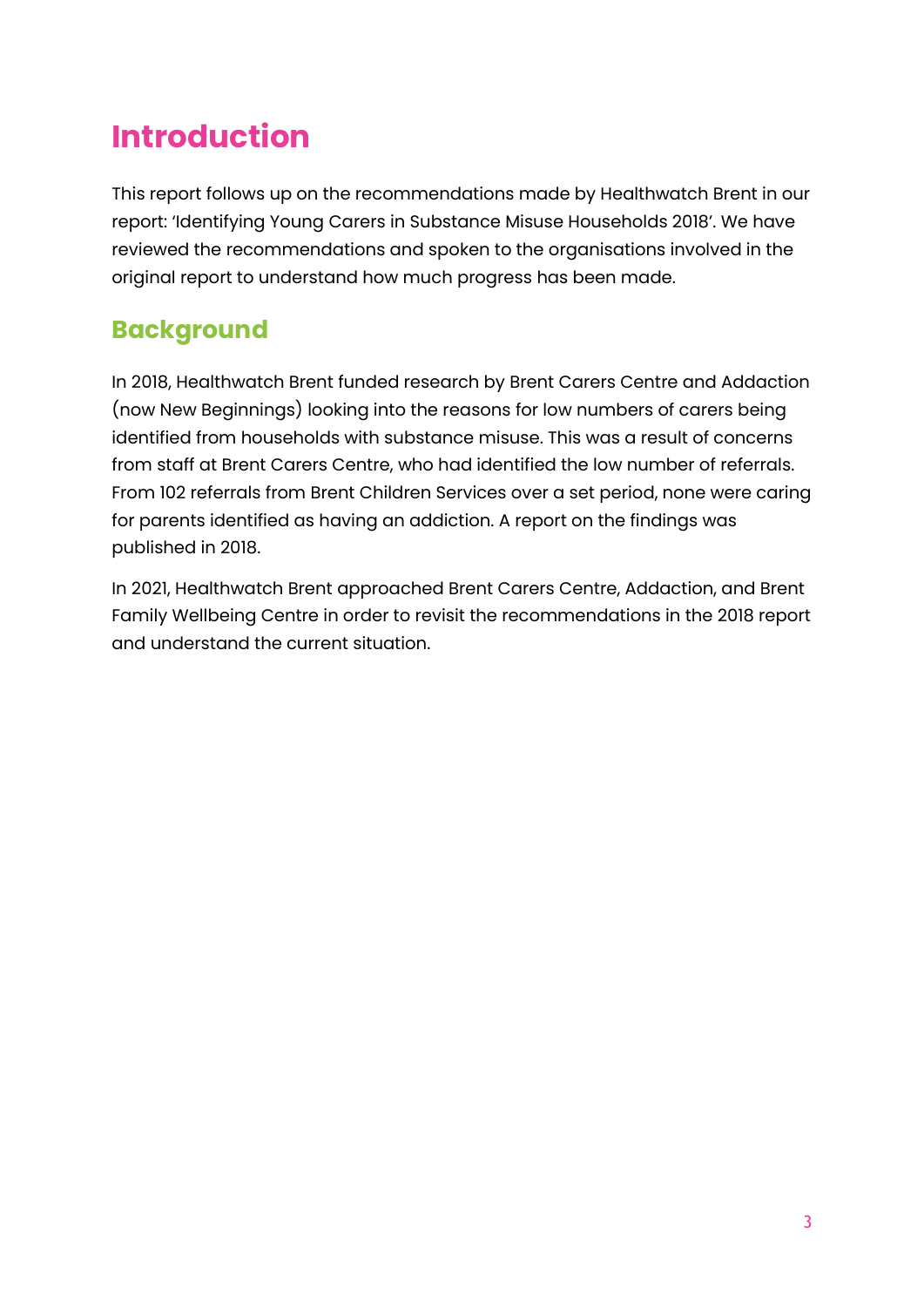# Introduction

This report follows up on the recommendations made by Healthwatch Brent in our report: 'Identifying Young Carers in Substance Misuse Households 2018'. We have reviewed the recommendations and spoken to the organisations involved in the original report to understand how much progress has been made.

## Background

In 2018, Healthwatch Brent funded research by Brent Carers Centre and Addaction (now New Beginnings) looking into the reasons for low numbers of carers being identified from households with substance misuse. This was a result of concerns from staff at Brent Carers Centre, who had identified the low number of referrals. From 102 referrals from Brent Children Services over a set period, none were caring for parents identified as having an addiction. A report on the findings was published in 2018.

In 2021, Healthwatch Brent approached Brent Carers Centre, Addaction, and Brent Family Wellbeing Centre in order to revisit the recommendations in the 2018 report and understand the current situation.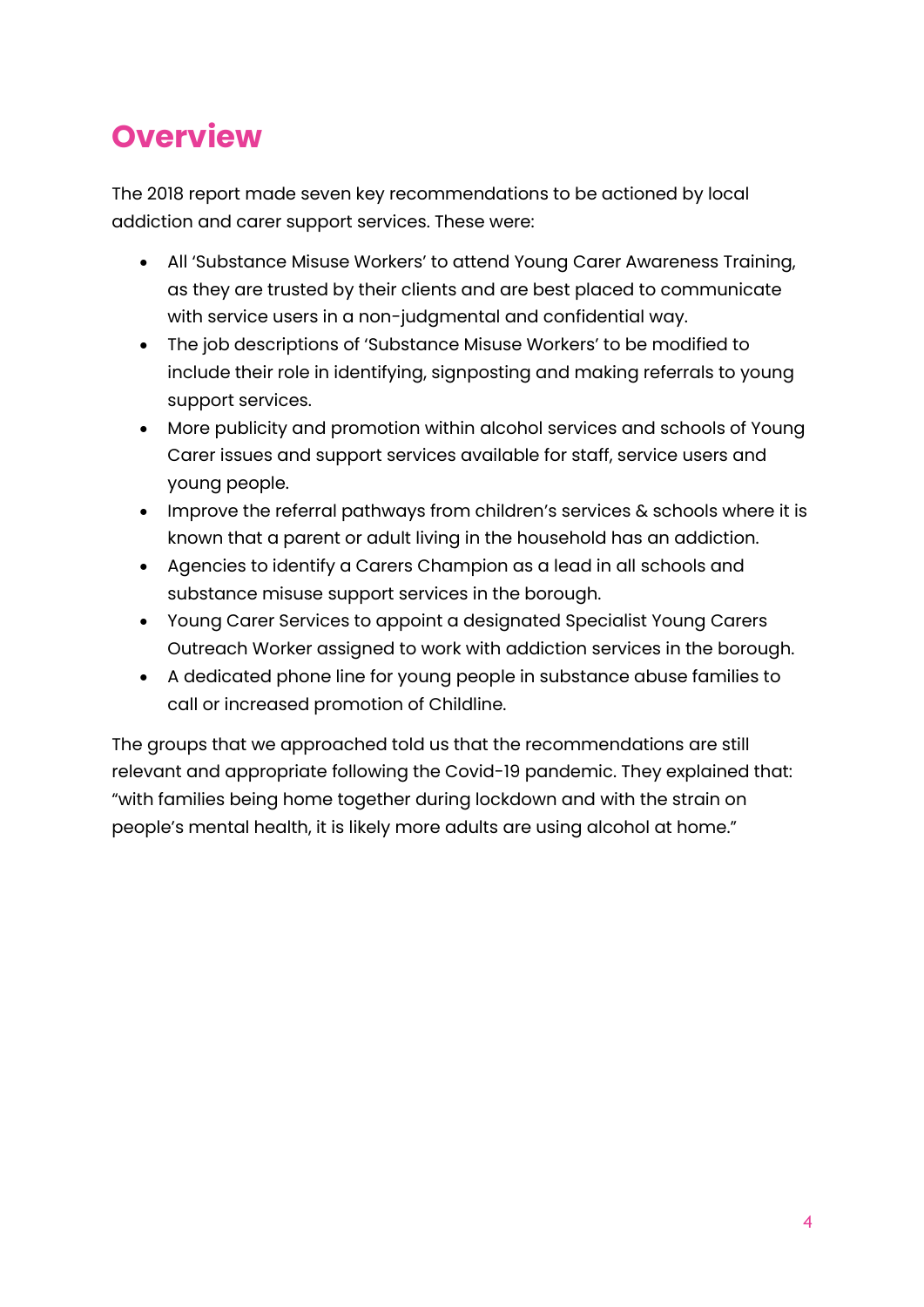# Overview

The 2018 report made seven key recommendations to be actioned by local addiction and carer support services. These were:

- All 'Substance Misuse Workers' to attend Young Carer Awareness Training, as they are trusted by their clients and are best placed to communicate with service users in a non-judgmental and confidential way.
- The job descriptions of 'Substance Misuse Workers' to be modified to include their role in identifying, signposting and making referrals to young support services.
- More publicity and promotion within alcohol services and schools of Young Carer issues and support services available for staff, service users and young people.
- Improve the referral pathways from children's services & schools where it is known that a parent or adult living in the household has an addiction.
- Agencies to identify a Carers Champion as a lead in all schools and substance misuse support services in the borough.
- Young Carer Services to appoint a designated Specialist Young Carers Outreach Worker assigned to work with addiction services in the borough.
- A dedicated phone line for young people in substance abuse families to call or increased promotion of Childline.

The groups that we approached told us that the recommendations are still relevant and appropriate following the Covid-19 pandemic. They explained that: "with families being home together during lockdown and with the strain on people's mental health, it is likely more adults are using alcohol at home."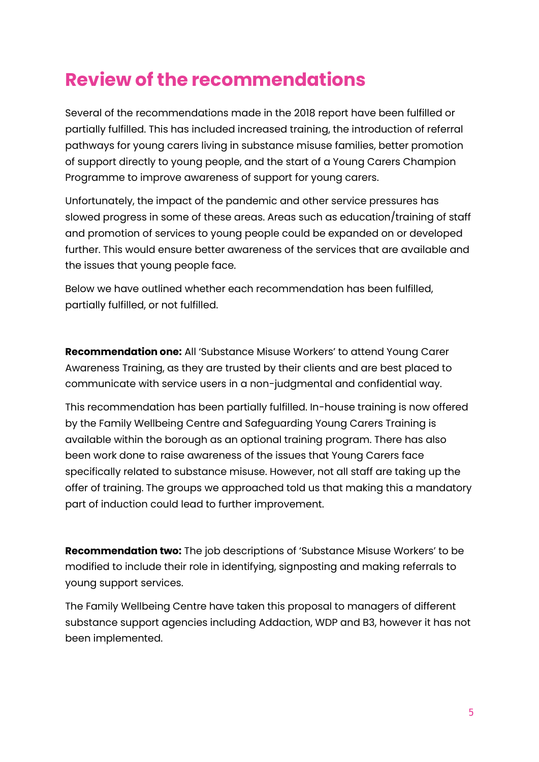# Review of the recommendations

Several of the recommendations made in the 2018 report have been fulfilled or partially fulfilled. This has included increased training, the introduction of referral pathways for young carers living in substance misuse families, better promotion of support directly to young people, and the start of a Young Carers Champion Programme to improve awareness of support for young carers.

Unfortunately, the impact of the pandemic and other service pressures has slowed progress in some of these areas. Areas such as education/training of staff and promotion of services to young people could be expanded on or developed further. This would ensure better awareness of the services that are available and the issues that young people face.

Below we have outlined whether each recommendation has been fulfilled, partially fulfilled, or not fulfilled.

**Recommendation one:** All 'Substance Misuse Workers' to attend Young Carer Awareness Training, as they are trusted by their clients and are best placed to communicate with service users in a non-judgmental and confidential way.

This recommendation has been partially fulfilled. In-house training is now offered by the Family Wellbeing Centre and Safeguarding Young Carers Training is available within the borough as an optional training program. There has also been work done to raise awareness of the issues that Young Carers face specifically related to substance misuse. However, not all staff are taking up the offer of training. The groups we approached told us that making this a mandatory part of induction could lead to further improvement.

**Recommendation two:** The job descriptions of 'Substance Misuse Workers' to be modified to include their role in identifying, signposting and making referrals to young support services.

The Family Wellbeing Centre have taken this proposal to managers of different substance support agencies including Addaction, WDP and B3, however it has not been implemented.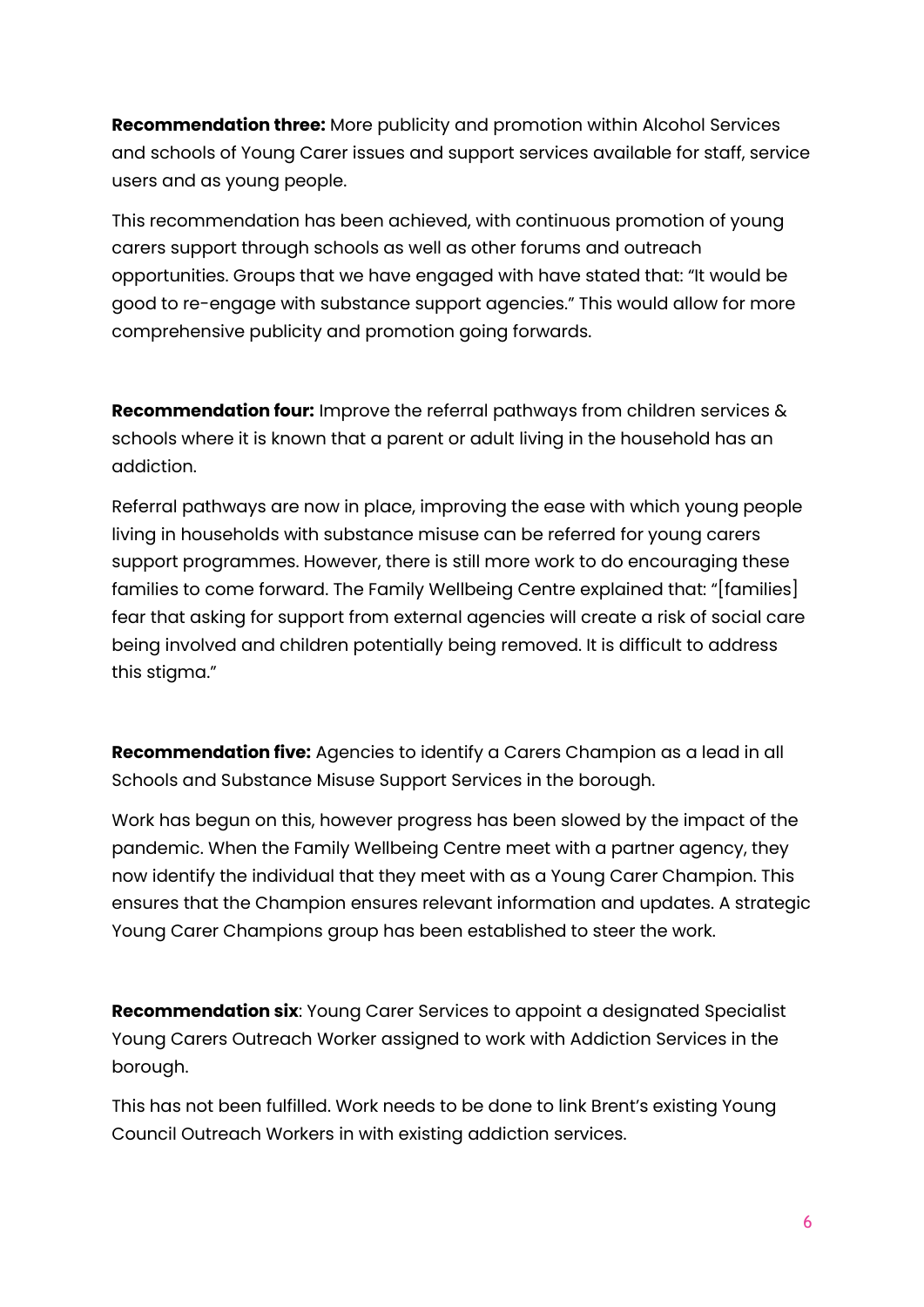**Recommendation three:** More publicity and promotion within Alcohol Services and schools of Young Carer issues and support services available for staff, service users and as young people.

This recommendation has been achieved, with continuous promotion of young carers support through schools as well as other forums and outreach opportunities. Groups that we have engaged with have stated that: "It would be good to re-engage with substance support agencies." This would allow for more comprehensive publicity and promotion going forwards.

**Recommendation four:** Improve the referral pathways from children services & schools where it is known that a parent or adult living in the household has an addiction.

Referral pathways are now in place, improving the ease with which young people living in households with substance misuse can be referred for young carers support programmes. However, there is still more work to do encouraging these families to come forward. The Family Wellbeing Centre explained that: "[families] fear that asking for support from external agencies will create a risk of social care being involved and children potentially being removed. It is difficult to address this stigma."

**Recommendation five:** Agencies to identify a Carers Champion as a lead in all Schools and Substance Misuse Support Services in the borough.

Work has begun on this, however progress has been slowed by the impact of the pandemic. When the Family Wellbeing Centre meet with a partner agency, they now identify the individual that they meet with as a Young Carer Champion. This ensures that the Champion ensures relevant information and updates. A strategic Young Carer Champions group has been established to steer the work.

**Recommendation six**: Young Carer Services to appoint a designated Specialist Young Carers Outreach Worker assigned to work with Addiction Services in the borough.

This has not been fulfilled. Work needs to be done to link Brent's existing Young Council Outreach Workers in with existing addiction services.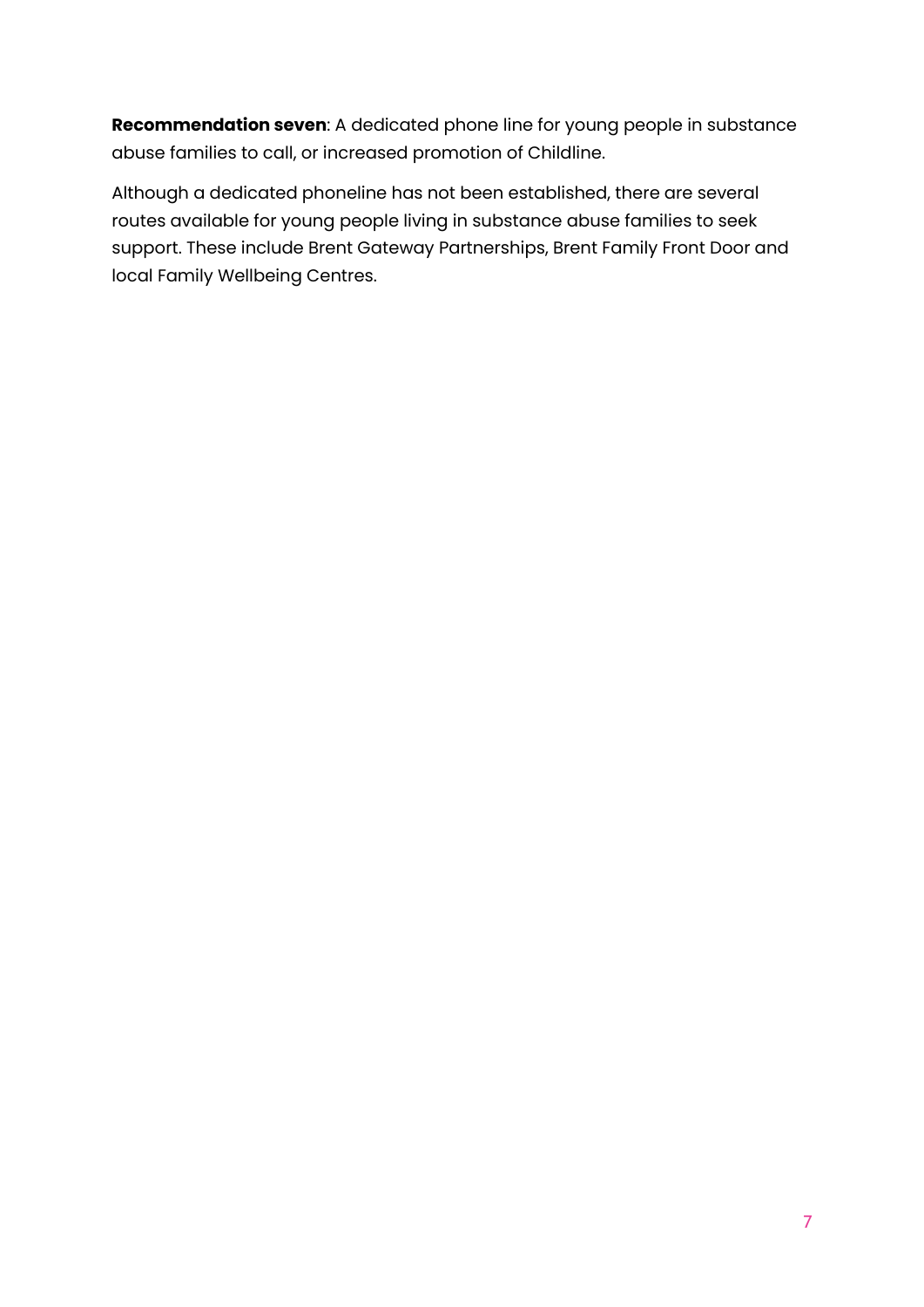**Recommendation seven**: A dedicated phone line for young people in substance abuse families to call, or increased promotion of Childline.

Although a dedicated phoneline has not been established, there are several routes available for young people living in substance abuse families to seek support. These include Brent Gateway Partnerships, Brent Family Front Door and local Family Wellbeing Centres.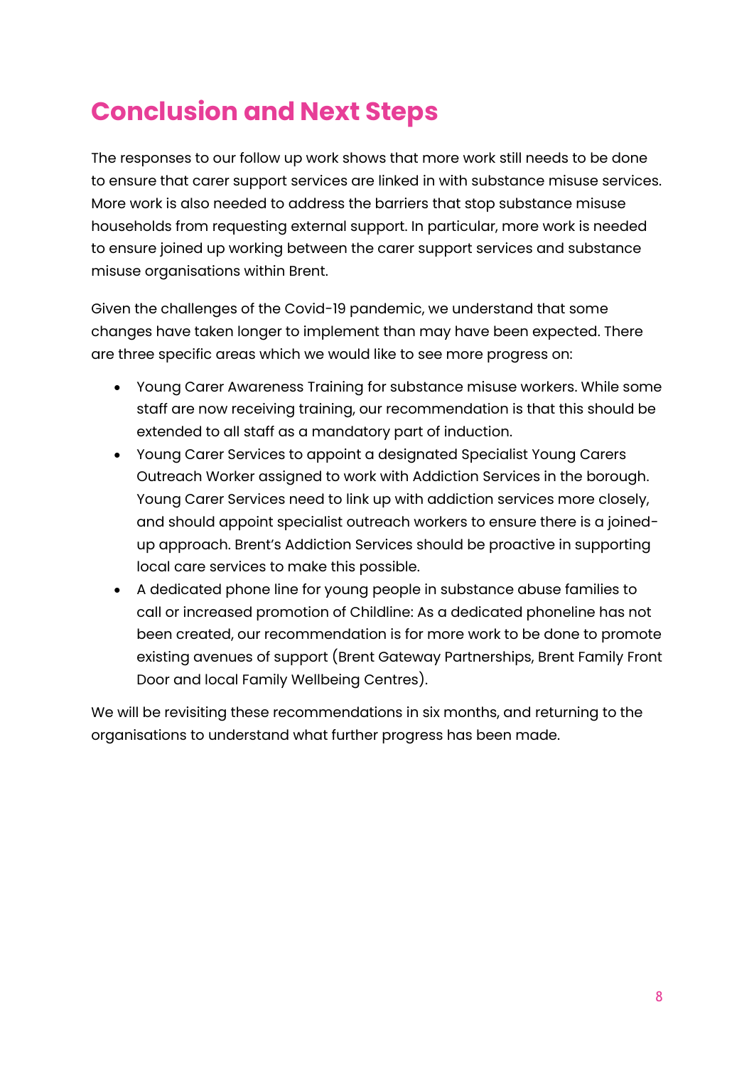# Conclusion and Next Steps

The responses to our follow up work shows that more work still needs to be done to ensure that carer support services are linked in with substance misuse services. More work is also needed to address the barriers that stop substance misuse households from requesting external support. In particular, more work is needed to ensure joined up working between the carer support services and substance misuse organisations within Brent.

Given the challenges of the Covid-19 pandemic, we understand that some changes have taken longer to implement than may have been expected. There are three specific areas which we would like to see more progress on:

- Young Carer Awareness Training for substance misuse workers. While some staff are now receiving training, our recommendation is that this should be extended to all staff as a mandatory part of induction.
- Young Carer Services to appoint a designated Specialist Young Carers Outreach Worker assigned to work with Addiction Services in the borough. Young Carer Services need to link up with addiction services more closely, and should appoint specialist outreach workers to ensure there is a joined-up approach. Brent's Addiction Services should be proactive in supporting local care services to make this possible.
- A dedicated phone line for young people in substance abuse families to call or increased promotion of Childline: As a dedicated phoneline has not been created, our recommendation is for more work to be done to promote existing avenues of support (Brent Gateway Partnerships, Brent Family Front Door and local Family Wellbeing Centres).

We will be revisiting these recommendations in six months, and returning to the organisations to understand what further progress has been made.